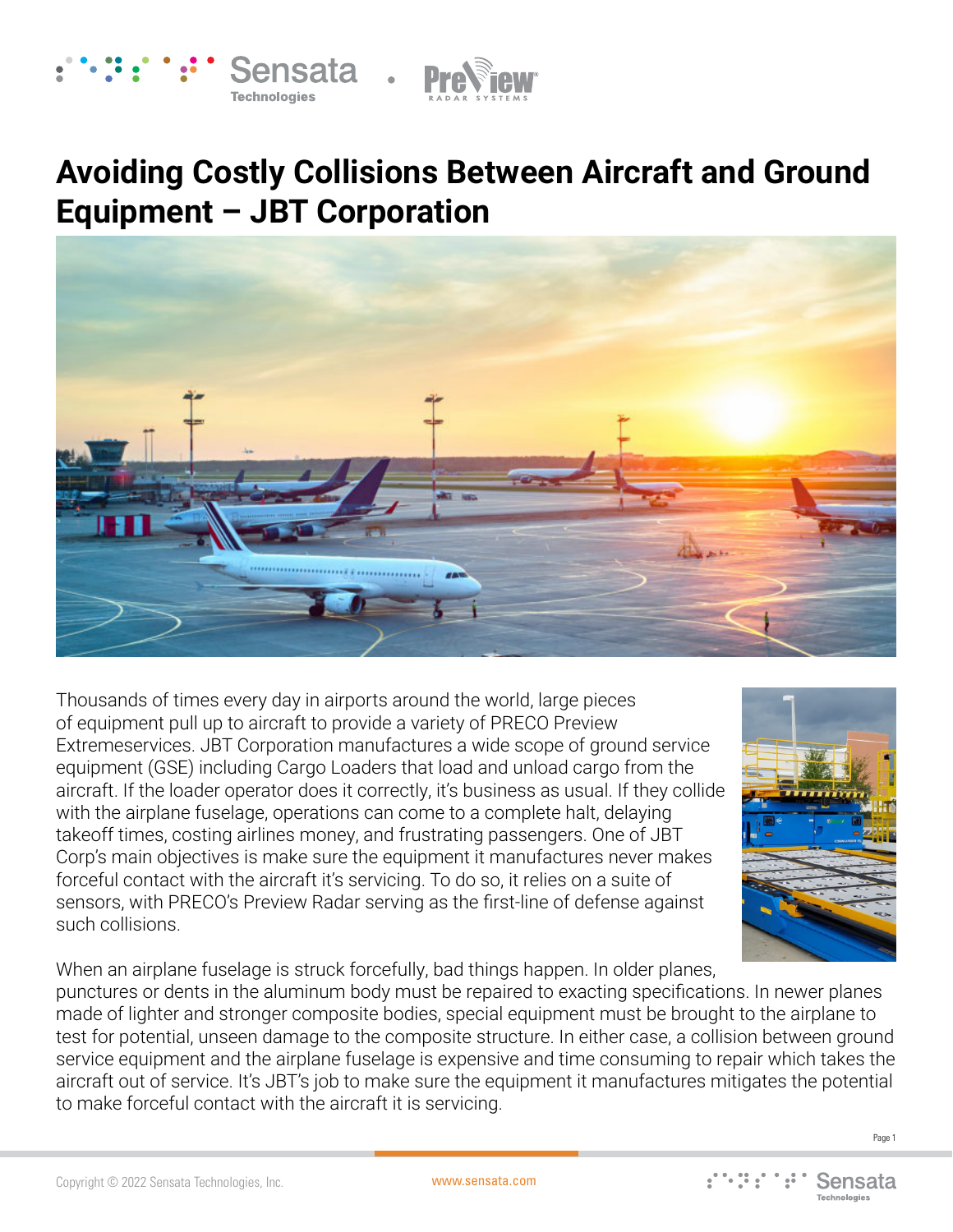# Avoiding Costly Collisions Between Aircraft and Ground Equipment – JBT Corporation

Thousands of times every day in airports around the world, large pieces of equipment pull up to aircraft to provide a variety of PRECO Preview Extremeservices. JBT Corporation manufactures a wide scope of ground service equipment (GSE) including Cargo Loaders that load and unload cargo from the aircraft. If the loader operator does it correctly, it's business as usual. If they collide with the airplane fuselage, operations can come to a complete halt, delaying takeoff times, costing airlines money, and frustrating passengers. One of JBT Corp's main objectives is make sure the equipment it manufactures never makes forceful contact with the aircraft it's servicing. To do so, it relies on a suite of sensors, with PRECO's Preview Radar serving as the first-line of defense against such collisions.

When an airplane fuselage is struck forcefully, bad things happen. In older planes, punctures or dents in the aluminum body must be repaired to exacting specifications. In newer planes made of lighter and stronger composite bodies, special equipment must be brought to the airplane to test for potential, unseen damage to the composite structure. In either case, a collision between ground service equipment and the airplane fuselage is expensive and time consuming to repair which takes the aircraft out of service. It's JBT's job to make sure the equipment it manufactures mitigates the potential to make forceful contact with the aircraft it is servicing.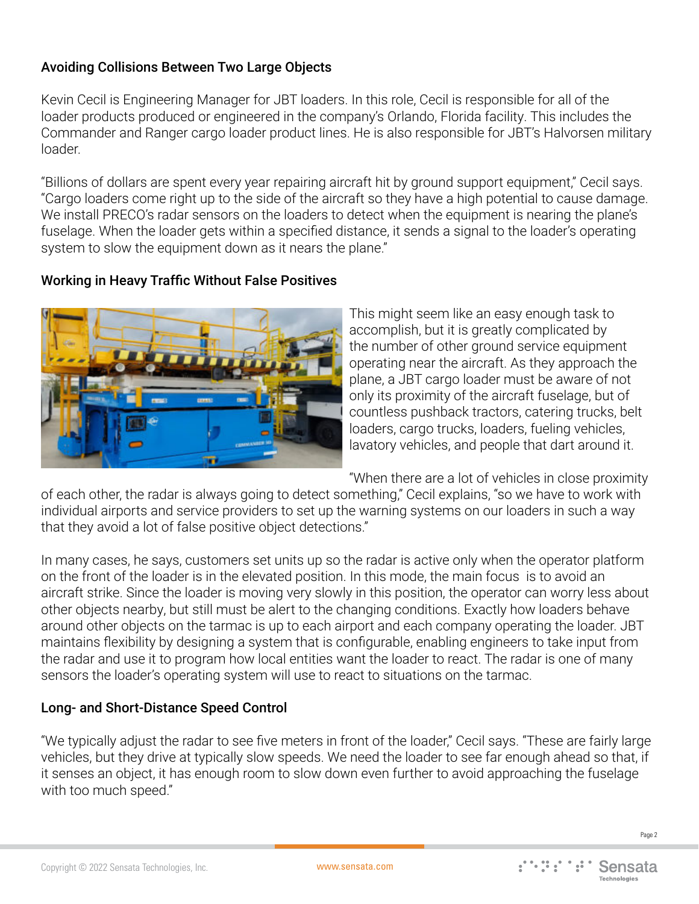## Avoiding Collisions Between Two Large Objects

Kevin Cecil is Engineering Manager for JBT loaders. In this role, Cecil is responsible for all of the loader products produced or engineered in the company's Orlando, Florida facility. This includes the Commander and Ranger cargo loader product lines. He is also responsible for JBT's Halvorsen military loader.

"Billions of dollars are spent every year repairing aircraft hit by ground support equipment," Cecil says. "Cargo loaders come right up to the side of the aircraft so they have a high potential to cause damage. We install PRECO's radar sensors on the loaders to detect when the equipment is nearing the plane's fuselage. When the loader gets within a specified distance, it sends a signal to the loader's operating system to slow the equipment down as it nears the plane."

## Working in Heavy Traffic Without False Positives

This might seem like an easy enough task to accomplish, but it is greatly complicated by the number of other ground service equipment operating near the aircraft. As they approach the plane, a JBT cargo loader must be aware of not only its proximity of the aircraft fuselage, but of countless pushback tractors, catering trucks, belt loaders, cargo trucks, loaders, fueling vehicles, lavatory vehicles, and people that dart around it.

"When there are a lot of vehicles in close proximity of each other, the radar is always going to detect something," Cecil explains, "so we have to work with individual airports and service providers to set up the warning systems on our loaders in such a way that they avoid a lot of false positive object detections."

In many cases, he says, customers set units up so the radar is active only when the operator platform on the front of the loader is in the elevated position. In this mode, the main focus is to avoid an aircraft strike. Since the loader is moving very slowly in this position, the operator can worry less about other objects nearby, but still must be alert to the changing conditions. Exactly how loaders behave around other objects on the tarmac is up to each airport and each company operating the loader. JBT maintains flexibility by designing a system that is configurable, enabling engineers to take input from the radar and use it to program how local entities want the loader to react. The radar is one of many sensors the loader's operating system will use to react to situations on the tarmac.

## Long- and Short-Distance Speed Control

"We typically adjust the radar to see five meters in front of the loader," Cecil says. "These are fairly large vehicles, but they drive at typically slow speeds. We need the loader to see far enough ahead so that, if it senses an object, it has enough room to slow down even further to avoid approaching the fuselage with too much speed."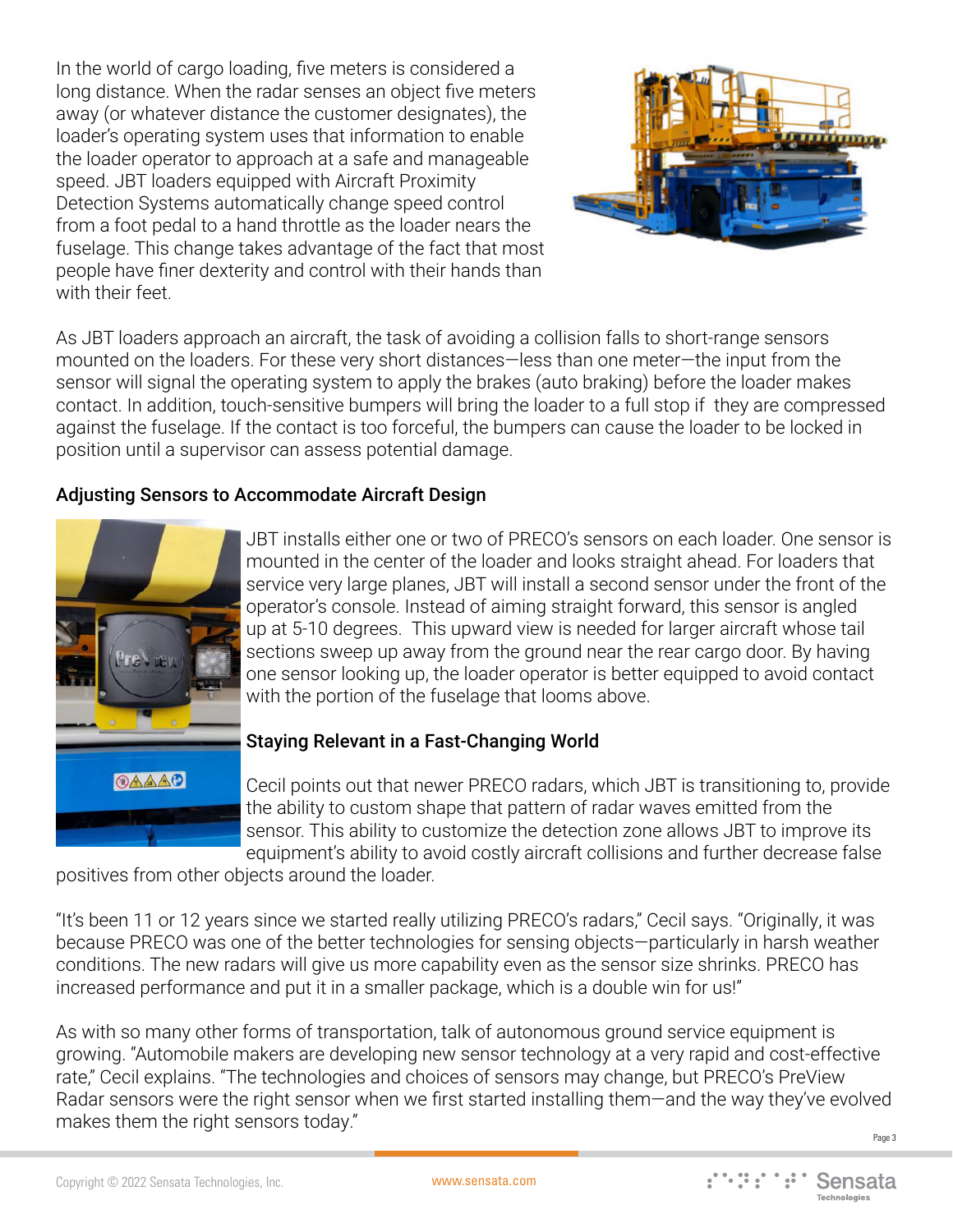In the world of cargo loading, five meters is considered a long distance. When the radar senses an object five meters away (or whatever distance the customer designates), the loader's operating system uses that information to enable the loader operator to approach at a safe and manageable speed. JBT loaders equipped with Aircraft Proximity Detection Systems automatically change speed control from a foot pedal to a hand throttle as the loader nears the fuselage. This change takes advantage of the fact that most people have finer dexterity and control with their hands than with their feet.

As JBT loaders approach an aircraft, the task of avoiding a collision falls to short-range sensors mounted on the loaders. For these very short distances—less than one meter—the input from the sensor will signal the operating system to apply the brakes (auto braking) before the loader makes contact. In addition, touch-sensitive bumpers will bring the loader to a full stop if they are compressed against the fuselage. If the contact is too forceful, the bumpers can cause the loader to be locked in position until a supervisor can assess potential damage.

## Adjusting Sensors to Accommodate Aircraft Design

JBT installs either one or two of PRECO's sensors on each loader. One sensor is mounted in the center of the loader and looks straight ahead. For loaders that service very large planes, JBT will install a second sensor under the front of the operator's console. Instead of aiming straight forward, this sensor is angled up at 5-10 degrees. This upward view is needed for larger aircraft whose tail sections sweep up away from the ground near the rear cargo door. By having one sensor looking up, the loader operator is better equipped to avoid contact with the portion of the fuselage that looms above.

## Staying Relevant in a Fast-Changing World

Cecil points out that newer PRECO radars, which JBT is transitioning to, provide the ability to custom shape that pattern of radar waves emitted from the sensor. This ability to customize the detection zone allows JBT to improve its equipment's ability to avoid costly aircraft collisions and further decrease false positives from other objects around the loader.

"It's been 11 or 12 years since we started really utilizing PRECO's radars," Cecil says. "Originally, it was because PRECO was one of the better technologies for sensing objects—particularly in harsh weather conditions. The new radars will give us more capability even as the sensor size shrinks. PRECO has increased performance and put it in a smaller package, which is a double win for us!"

As with so many other forms of transportation, talk of autonomous ground service equipment is growing. "Automobile makers are developing new sensor technology at a very rapid and cost-effective rate," Cecil explains. "The technologies and choices of sensors may change, but PRECO's PreView Radar sensors were the right sensor when we first started installing them—and the way they've evolved makes them the right sensors today."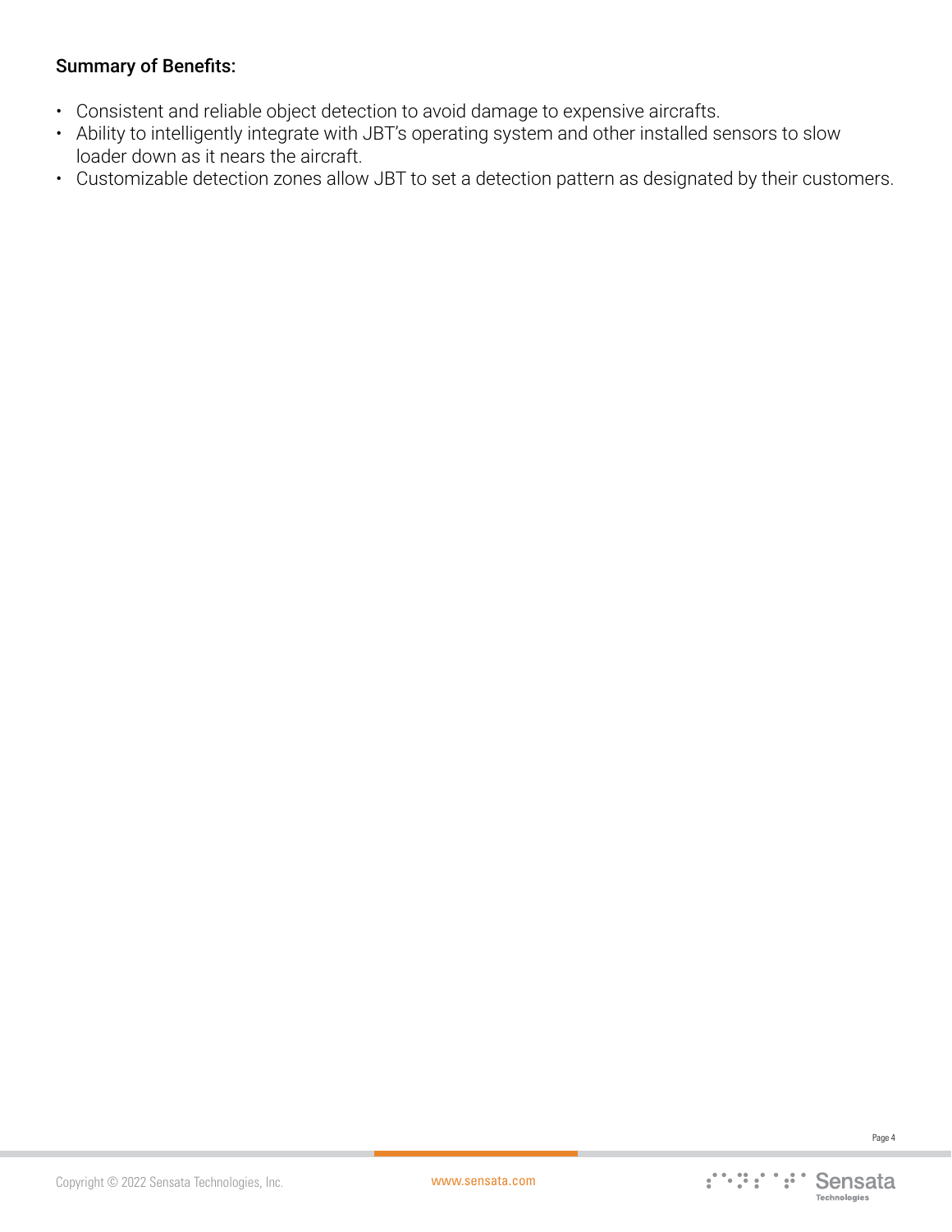**Summary of Benefits:**

- Consistent and reliable object detection to avoid damage to expensive aircrafts.
- Ability to intelligently integrate with JBT's operating system and other installed sensors to slow loader down as it nears the aircraft.
- Customizable detection zones allow JBT to set a detection pattern as designated by their customers.